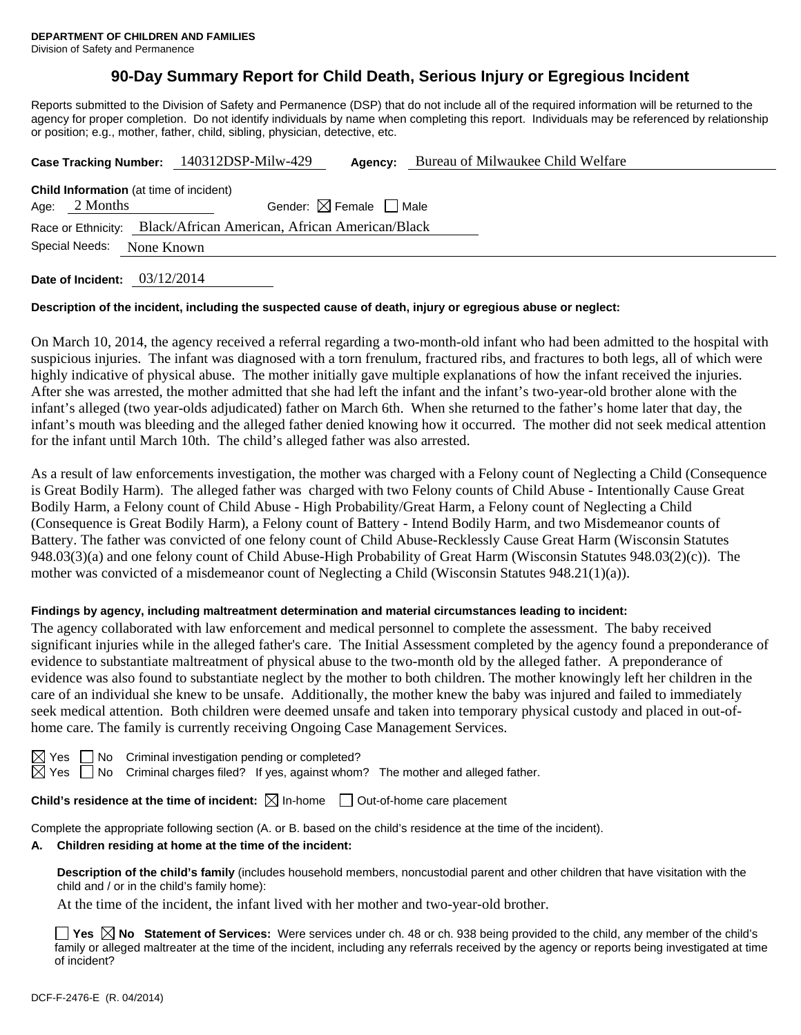**DEPARTMENT OF CHILDREN AND FAMILIES**
Division of Safety and Permanence

# 90-Day Summary Report for Child Death, Serious Injury or Egregious Incident

Reports submitted to the Division of Safety and Permanence (DSP) that do not include all of the required information will be returned to the agency for proper completion. Do not identify individuals by name when completing this report. Individuals may be referenced by relationship or position; e.g., mother, father, child, sibling, physician, detective, etc.

**Case Tracking Number:** 140312DSP-Milw-429 **Agency:** Bureau of Milwaukee Child Welfare

**Child Information** (at time of incident)
Age: 2 Months Gender: ☒ Female ☐ Male
Race or Ethnicity: Black/African American, African American/Black
Special Needs: None Known

**Date of Incident:** 03/12/2014

**Description of the incident, including the suspected cause of death, injury or egregious abuse or neglect:**

On March 10, 2014, the agency received a referral regarding a two-month-old infant who had been admitted to the hospital with suspicious injuries. The infant was diagnosed with a torn frenulum, fractured ribs, and fractures to both legs, all of which were highly indicative of physical abuse. The mother initially gave multiple explanations of how the infant received the injuries. After she was arrested, the mother admitted that she had left the infant and the infant's two-year-old brother alone with the infant's alleged (two year-olds adjudicated) father on March 6th. When she returned to the father's home later that day, the infant's mouth was bleeding and the alleged father denied knowing how it occurred. The mother did not seek medical attention for the infant until March 10th. The child's alleged father was also arrested.

As a result of law enforcements investigation, the mother was charged with a Felony count of Neglecting a Child (Consequence is Great Bodily Harm). The alleged father was charged with two Felony counts of Child Abuse - Intentionally Cause Great Bodily Harm, a Felony count of Child Abuse - High Probability/Great Harm, a Felony count of Neglecting a Child (Consequence is Great Bodily Harm), a Felony count of Battery - Intend Bodily Harm, and two Misdemeanor counts of Battery. The father was convicted of one felony count of Child Abuse-Recklessly Cause Great Harm (Wisconsin Statutes 948.03(3)(a) and one felony count of Child Abuse-High Probability of Great Harm (Wisconsin Statutes 948.03(2)(c)). The mother was convicted of a misdemeanor count of Neglecting a Child (Wisconsin Statutes 948.21(1)(a)).

**Findings by agency, including maltreatment determination and material circumstances leading to incident:**

The agency collaborated with law enforcement and medical personnel to complete the assessment. The baby received significant injuries while in the alleged father's care. The Initial Assessment completed by the agency found a preponderance of evidence to substantiate maltreatment of physical abuse to the two-month old by the alleged father. A preponderance of evidence was also found to substantiate neglect by the mother to both children. The mother knowingly left her children in the care of an individual she knew to be unsafe. Additionally, the mother knew the baby was injured and failed to immediately seek medical attention. Both children were deemed unsafe and taken into temporary physical custody and placed in out-of-home care. The family is currently receiving Ongoing Case Management Services.

☒ Yes ☐ No Criminal investigation pending or completed?
☒ Yes ☐ No Criminal charges filed? If yes, against whom? The mother and alleged father.

**Child's residence at the time of incident:** ☒ In-home ☐ Out-of-home care placement

Complete the appropriate following section (A. or B. based on the child's residence at the time of the incident).

**A. Children residing at home at the time of the incident:**

**Description of the child's family** (includes household members, noncustodial parent and other children that have visitation with the child and / or in the child's family home):

At the time of the incident, the infant lived with her mother and two-year-old brother.

☐ **Yes** ☒ **No Statement of Services:** Were services under ch. 48 or ch. 938 being provided to the child, any member of the child's family or alleged maltreater at the time of the incident, including any referrals received by the agency or reports being investigated at time of incident?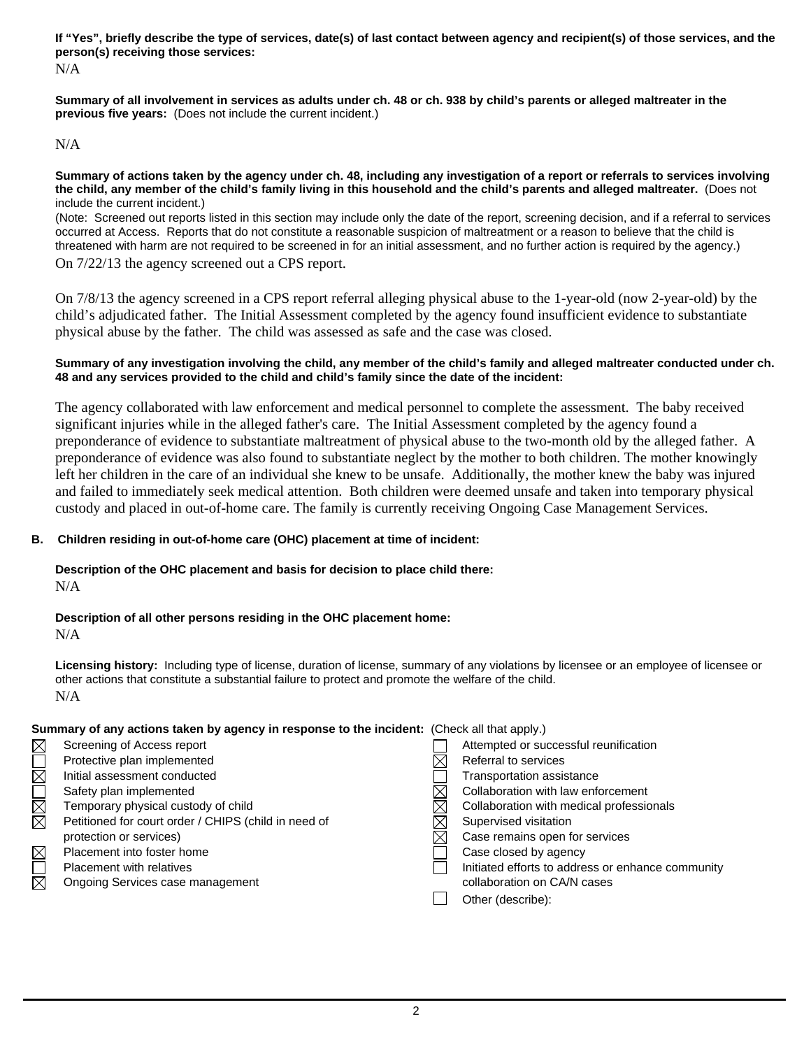**If "Yes", briefly describe the type of services, date(s) of last contact between agency and recipient(s) of those services, and the person(s) receiving those services:**

N/A

**Summary of all involvement in services as adults under ch. 48 or ch. 938 by child's parents or alleged maltreater in the previous five years:** (Does not include the current incident.)

N/A

**Summary of actions taken by the agency under ch. 48, including any investigation of a report or referrals to services involving the child, any member of the child's family living in this household and the child's parents and alleged maltreater.** (Does not include the current incident.)

(Note: Screened out reports listed in this section may include only the date of the report, screening decision, and if a referral to services occurred at Access. Reports that do not constitute a reasonable suspicion of maltreatment or a reason to believe that the child is threatened with harm are not required to be screened in for an initial assessment, and no further action is required by the agency.)

On 7/22/13 the agency screened out a CPS report.

On 7/8/13 the agency screened in a CPS report referral alleging physical abuse to the 1-year-old (now 2-year-old) by the child's adjudicated father. The Initial Assessment completed by the agency found insufficient evidence to substantiate physical abuse by the father. The child was assessed as safe and the case was closed.

**Summary of any investigation involving the child, any member of the child's family and alleged maltreater conducted under ch. 48 and any services provided to the child and child's family since the date of the incident:**

The agency collaborated with law enforcement and medical personnel to complete the assessment. The baby received significant injuries while in the alleged father's care. The Initial Assessment completed by the agency found a preponderance of evidence to substantiate maltreatment of physical abuse to the two-month old by the alleged father. A preponderance of evidence was also found to substantiate neglect by the mother to both children. The mother knowingly left her children in the care of an individual she knew to be unsafe. Additionally, the mother knew the baby was injured and failed to immediately seek medical attention. Both children were deemed unsafe and taken into temporary physical custody and placed in out-of-home care. The family is currently receiving Ongoing Case Management Services.

## B. Children residing in out-of-home care (OHC) placement at time of incident:

**Description of the OHC placement and basis for decision to place child there:**

N/A

**Description of all other persons residing in the OHC placement home:**

N/A

**Licensing history:** Including type of license, duration of license, summary of any violations by licensee or an employee of licensee or other actions that constitute a substantial failure to protect and promote the welfare of the child.

N/A

**Summary of any actions taken by agency in response to the incident:** (Check all that apply.)

- ☒ Screening of Access report
- ☐ Protective plan implemented
- ☒ Initial assessment conducted
- ☐ Safety plan implemented
- ☒ Temporary physical custody of child
- ☒ Petitioned for court order / CHIPS (child in need of protection or services)
- ☒ Placement into foster home
- ☐ Placement with relatives
- ☒ Ongoing Services case management
- ☐ Attempted or successful reunification
- ☒ Referral to services
- ☐ Transportation assistance
- ☒ Collaboration with law enforcement
- ☒ Collaboration with medical professionals
- ☒ Supervised visitation
- ☒ Case remains open for services
- ☐ Case closed by agency
- ☐ Initiated efforts to address or enhance community collaboration on CA/N cases
- ☐ Other (describe):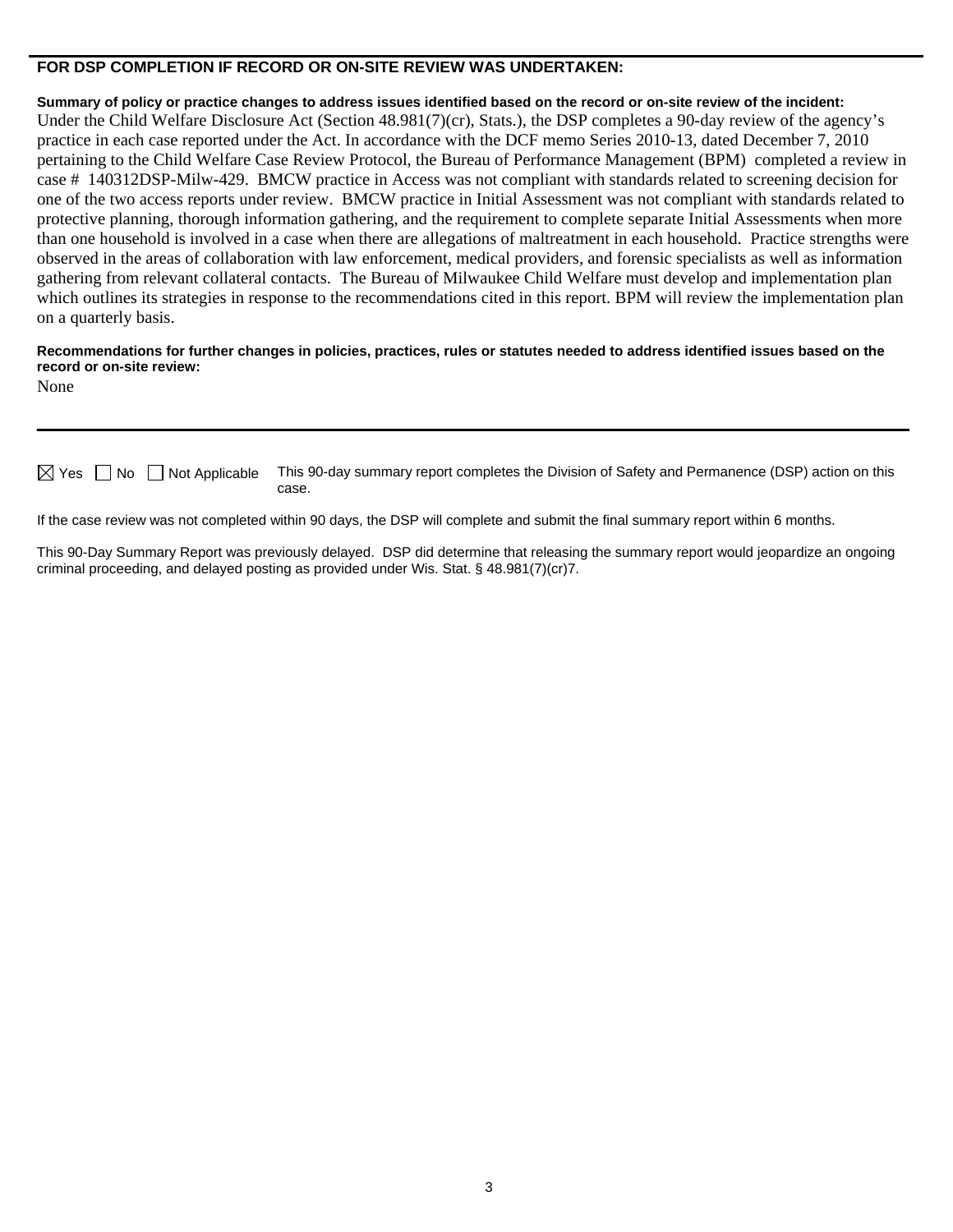**FOR DSP COMPLETION IF RECORD OR ON-SITE REVIEW WAS UNDERTAKEN:**

**Summary of policy or practice changes to address issues identified based on the record or on-site review of the incident:**

Under the Child Welfare Disclosure Act (Section 48.981(7)(cr), Stats.), the DSP completes a 90-day review of the agency's practice in each case reported under the Act. In accordance with the DCF memo Series 2010-13, dated December 7, 2010 pertaining to the Child Welfare Case Review Protocol, the Bureau of Performance Management (BPM) completed a review in case # 140312DSP-Milw-429. BMCW practice in Access was not compliant with standards related to screening decision for one of the two access reports under review. BMCW practice in Initial Assessment was not compliant with standards related to protective planning, thorough information gathering, and the requirement to complete separate Initial Assessments when more than one household is involved in a case when there are allegations of maltreatment in each household. Practice strengths were observed in the areas of collaboration with law enforcement, medical providers, and forensic specialists as well as information gathering from relevant collateral contacts. The Bureau of Milwaukee Child Welfare must develop and implementation plan which outlines its strategies in response to the recommendations cited in this report. BPM will review the implementation plan on a quarterly basis.

**Recommendations for further changes in policies, practices, rules or statutes needed to address identified issues based on the record or on-site review:**

None

---

☒ Yes ☐ No ☐ Not Applicable This 90-day summary report completes the Division of Safety and Permanence (DSP) action on this case.

If the case review was not completed within 90 days, the DSP will complete and submit the final summary report within 6 months.

This 90-Day Summary Report was previously delayed. DSP did determine that releasing the summary report would jeopardize an ongoing criminal proceeding, and delayed posting as provided under Wis. Stat. § 48.981(7)(cr)7.